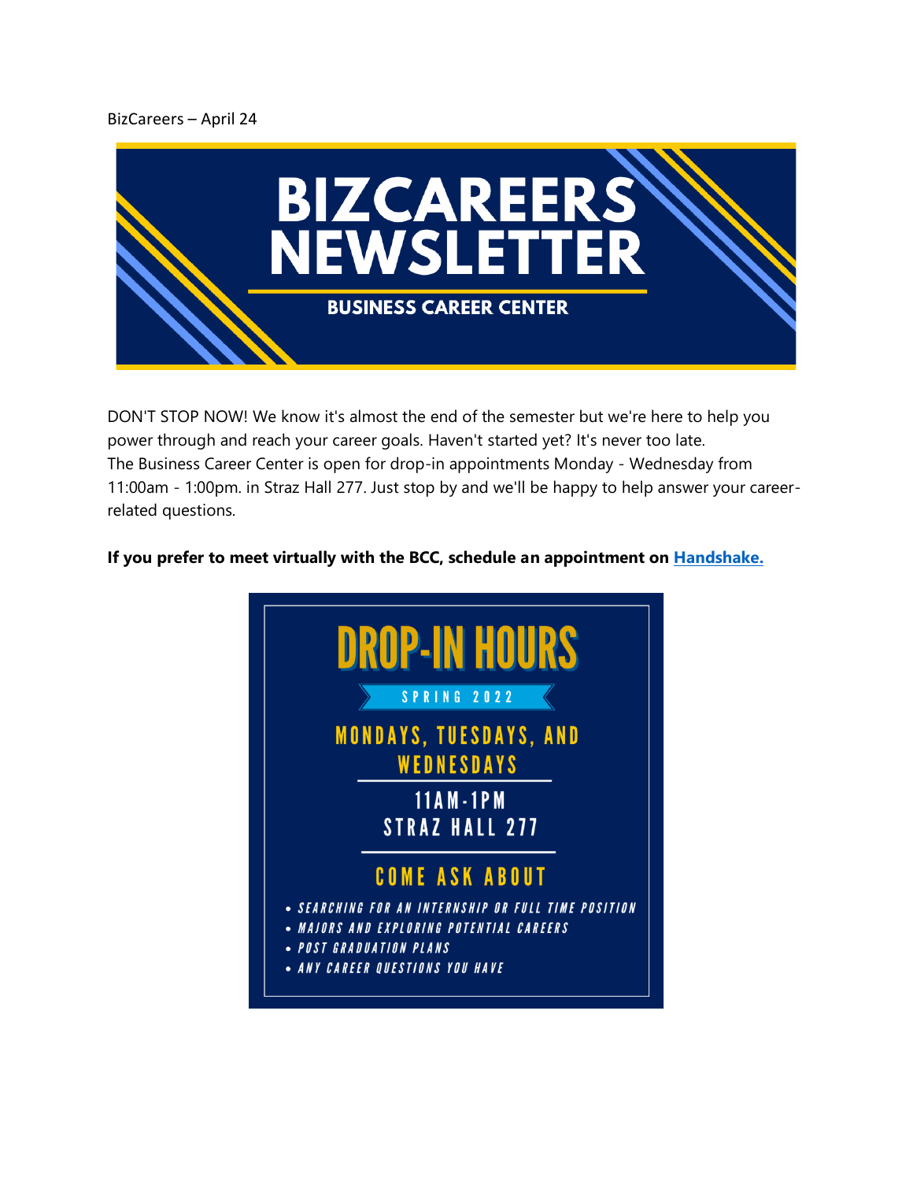BizCareers – April 24

# BIZCAREERS NEWSLETTER

**BUSINESS CAREER CENTER**

DON'T STOP NOW! We know it's almost the end of the semester but we're here to help you power through and reach your career goals. Haven't started yet? It's never too late.
The Business Career Center is open for drop-in appointments Monday - Wednesday from 11:00am - 1:00pm. in Straz Hall 277. Just stop by and we'll be happy to help answer your career-related questions.

**If you prefer to meet virtually with the BCC, schedule an appointment on [Handshake.](#)**

## DROP-IN HOURS

SPRING 2022

MONDAYS, TUESDAYS, AND WEDNESDAYS

11AM-1PM
STRAZ HALL 277

### COME ASK ABOUT

- *SEARCHING FOR AN INTERNSHIP OR FULL TIME POSITION*
- *MAJORS AND EXPLORING POTENTIAL CAREERS*
- *POST GRADUATION PLANS*
- *ANY CAREER QUESTIONS YOU HAVE*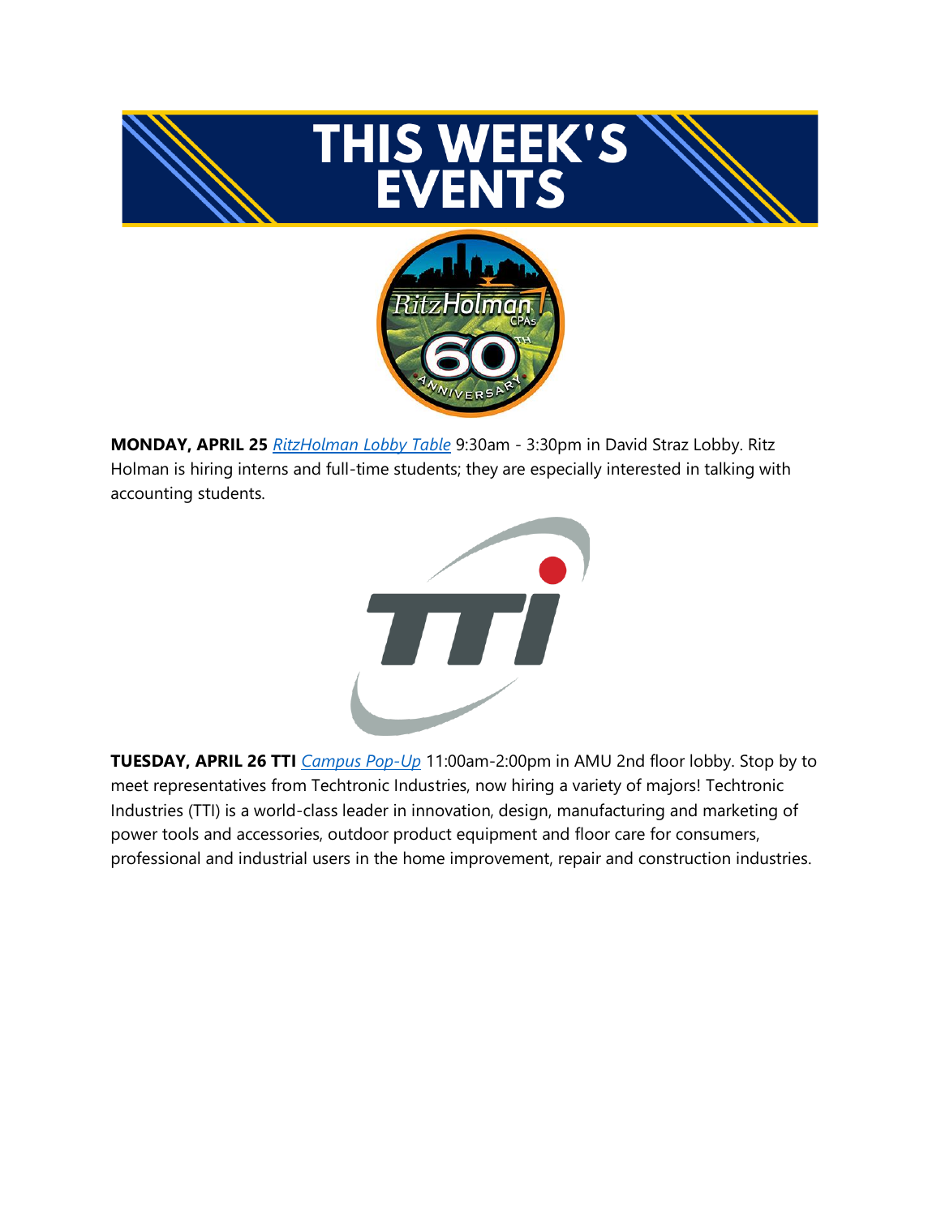# THIS WEEK'S EVENTS

**MONDAY, APRIL 25** *RitzHolman Lobby Table* 9:30am - 3:30pm in David Straz Lobby. Ritz Holman is hiring interns and full-time students; they are especially interested in talking with accounting students.

**TUESDAY, APRIL 26 TTI** *Campus Pop-Up* 11:00am-2:00pm in AMU 2nd floor lobby. Stop by to meet representatives from Techtronic Industries, now hiring a variety of majors! Techtronic Industries (TTI) is a world-class leader in innovation, design, manufacturing and marketing of power tools and accessories, outdoor product equipment and floor care for consumers, professional and industrial users in the home improvement, repair and construction industries.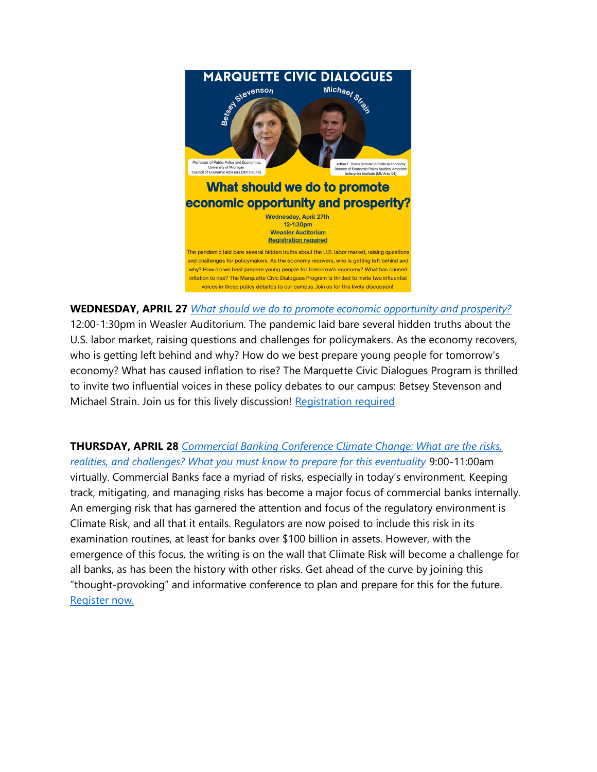MARQUETTE CIVIC DIALOGUES

Betsey Stevenson

Professor of Public Policy and Economics, University of Michigan Council of Economic Advisors (2013-2015)

Michael Strain

Arthur F. Burns Scholar in Political Economy Director of Economic Policy Studies, American Enterprise Institute (MU Arts '04)

**What should we do to promote economic opportunity and prosperity?**

**Wednesday, April 27th**
**12-1:30pm**
**Weasler Auditorium**
**Registration required**

The pandemic laid bare several hidden truths about the U.S. labor market, raising questions and challenges for policymakers. As the economy recovers, who is getting left behind and why? How do we best prepare young people for tomorrow's economy? What has caused inflation to rise? The Marquette Civic Dialogues Program is thrilled to invite two influential voices in these policy debates to our campus. Join us for this lively discussion!

**WEDNESDAY, APRIL 27** *What should we do to promote economic opportunity and prosperity?* 12:00-1:30pm in Weasler Auditorium. The pandemic laid bare several hidden truths about the U.S. labor market, raising questions and challenges for policymakers. As the economy recovers, who is getting left behind and why? How do we best prepare young people for tomorrow's economy? What has caused inflation to rise? The Marquette Civic Dialogues Program is thrilled to invite two influential voices in these policy debates to our campus: Betsey Stevenson and Michael Strain. Join us for this lively discussion! Registration required

**THURSDAY, APRIL 28** *Commercial Banking Conference Climate Change: What are the risks, realities, and challenges? What you must know to prepare for this eventuality* 9:00-11:00am virtually. Commercial Banks face a myriad of risks, especially in today's environment. Keeping track, mitigating, and managing risks has become a major focus of commercial banks internally. An emerging risk that has garnered the attention and focus of the regulatory environment is Climate Risk, and all that it entails. Regulators are now poised to include this risk in its examination routines, at least for banks over $100 billion in assets. However, with the emergence of this focus, the writing is on the wall that Climate Risk will become a challenge for all banks, as has been the history with other risks. Get ahead of the curve by joining this "thought-provoking" and informative conference to plan and prepare for this for the future. Register now.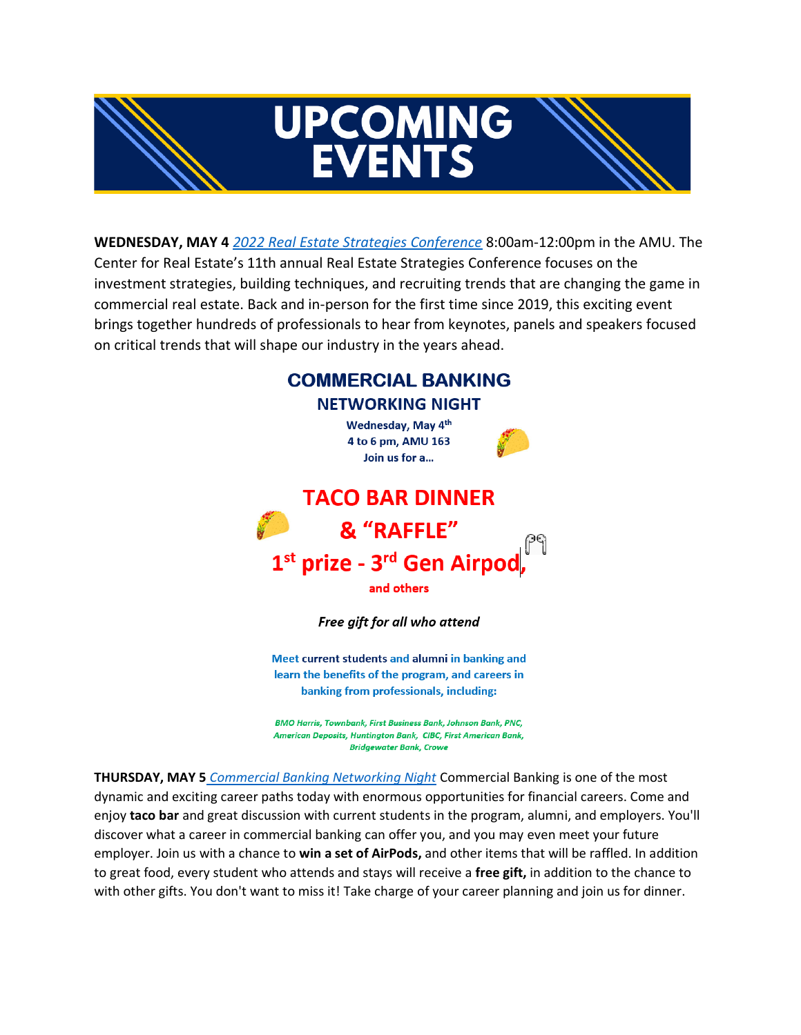# UPCOMING EVENTS

**WEDNESDAY, MAY 4** *2022 Real Estate Strategies Conference* 8:00am-12:00pm in the AMU. The Center for Real Estate's 11th annual Real Estate Strategies Conference focuses on the investment strategies, building techniques, and recruiting trends that are changing the game in commercial real estate. Back and in-person for the first time since 2019, this exciting event brings together hundreds of professionals to hear from keynotes, panels and speakers focused on critical trends that will shape our industry in the years ahead.

**COMMERCIAL BANKING**

**NETWORKING NIGHT**

**Wednesday, May 4th**
**4 to 6 pm, AMU 163**
**Join us for a…**

**TACO BAR DINNER**
**& "RAFFLE"**
**1st prize - 3rd Gen Airpod,**
**and others**

***Free gift for all who attend***

**Meet current students and alumni in banking and learn the benefits of the program, and careers in banking from professionals, including:**

***BMO Harris, Townbank, First Business Bank, Johnson Bank, PNC, American Deposits, Huntington Bank, CIBC, First American Bank, Bridgewater Bank, Crowe***

**THURSDAY, MAY 5** *Commercial Banking Networking Night* Commercial Banking is one of the most dynamic and exciting career paths today with enormous opportunities for financial careers. Come and enjoy **taco bar** and great discussion with current students in the program, alumni, and employers. You'll discover what a career in commercial banking can offer you, and you may even meet your future employer. Join us with a chance to **win a set of AirPods,** and other items that will be raffled. In addition to great food, every student who attends and stays will receive a **free gift,** in addition to the chance to with other gifts. You don't want to miss it! Take charge of your career planning and join us for dinner.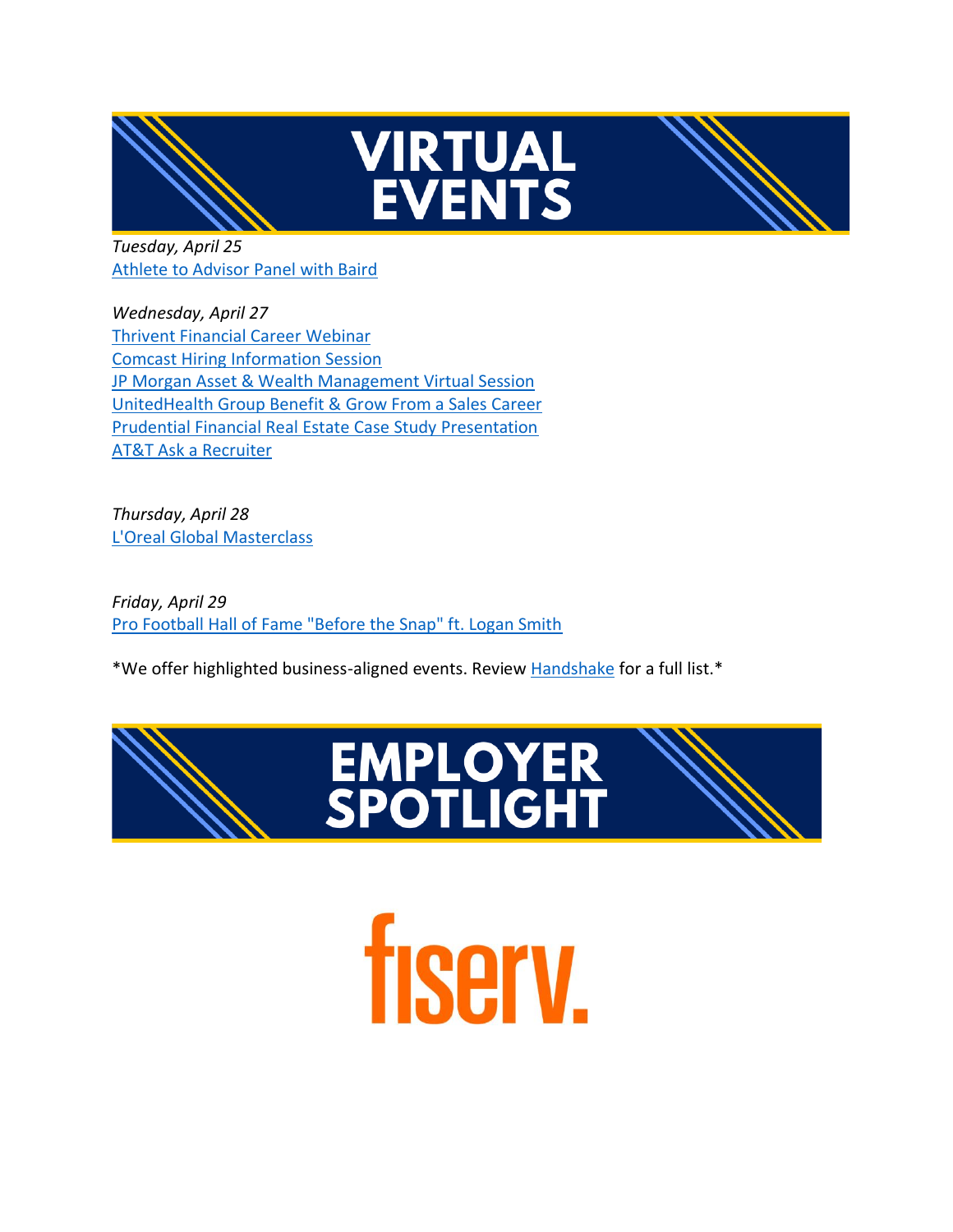# VIRTUAL EVENTS

*Tuesday, April 25*
Athlete to Advisor Panel with Baird

*Wednesday, April 27*
Thrivent Financial Career Webinar
Comcast Hiring Information Session
JP Morgan Asset & Wealth Management Virtual Session
UnitedHealth Group Benefit & Grow From a Sales Career
Prudential Financial Real Estate Case Study Presentation
AT&T Ask a Recruiter

*Thursday, April 28*
L'Oreal Global Masterclass

*Friday, April 29*
Pro Football Hall of Fame "Before the Snap" ft. Logan Smith

*We offer highlighted business-aligned events. Review Handshake for a full list.*

# EMPLOYER SPOTLIGHT

fiserv.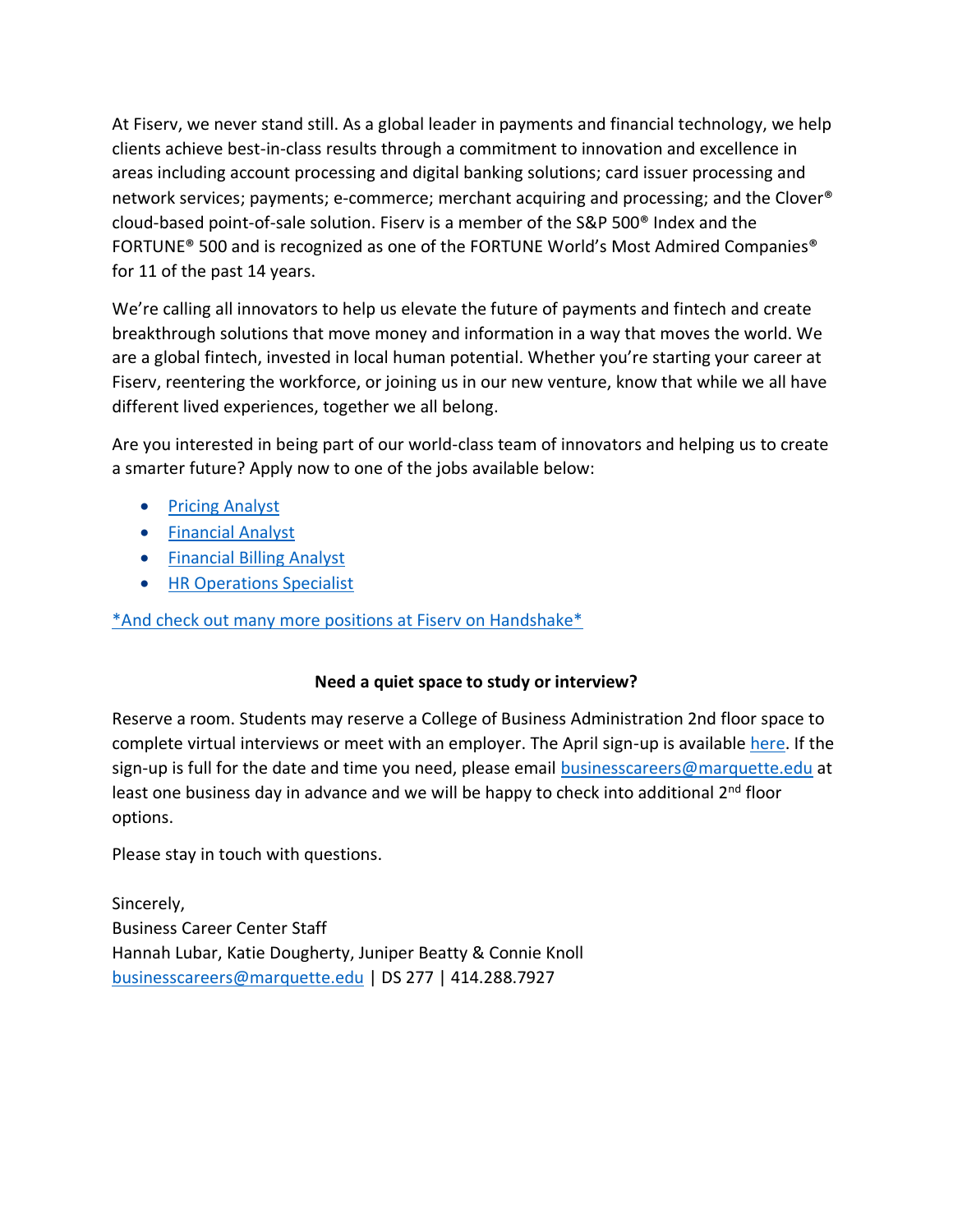At Fiserv, we never stand still. As a global leader in payments and financial technology, we help clients achieve best-in-class results through a commitment to innovation and excellence in areas including account processing and digital banking solutions; card issuer processing and network services; payments; e-commerce; merchant acquiring and processing; and the Clover® cloud-based point-of-sale solution. Fiserv is a member of the S&P 500® Index and the FORTUNE® 500 and is recognized as one of the FORTUNE World's Most Admired Companies® for 11 of the past 14 years.

We're calling all innovators to help us elevate the future of payments and fintech and create breakthrough solutions that move money and information in a way that moves the world. We are a global fintech, invested in local human potential. Whether you're starting your career at Fiserv, reentering the workforce, or joining us in our new venture, know that while we all have different lived experiences, together we all belong.

Are you interested in being part of our world-class team of innovators and helping us to create a smarter future? Apply now to one of the jobs available below:

- Pricing Analyst
- Financial Analyst
- Financial Billing Analyst
- HR Operations Specialist

*And check out many more positions at Fiserv on Handshake*

**Need a quiet space to study or interview?**

Reserve a room. Students may reserve a College of Business Administration 2nd floor space to complete virtual interviews or meet with an employer. The April sign-up is available here. If the sign-up is full for the date and time you need, please email businesscareers@marquette.edu at least one business day in advance and we will be happy to check into additional 2nd floor options.

Please stay in touch with questions.

Sincerely,
Business Career Center Staff
Hannah Lubar, Katie Dougherty, Juniper Beatty & Connie Knoll
businesscareers@marquette.edu | DS 277 | 414.288.7927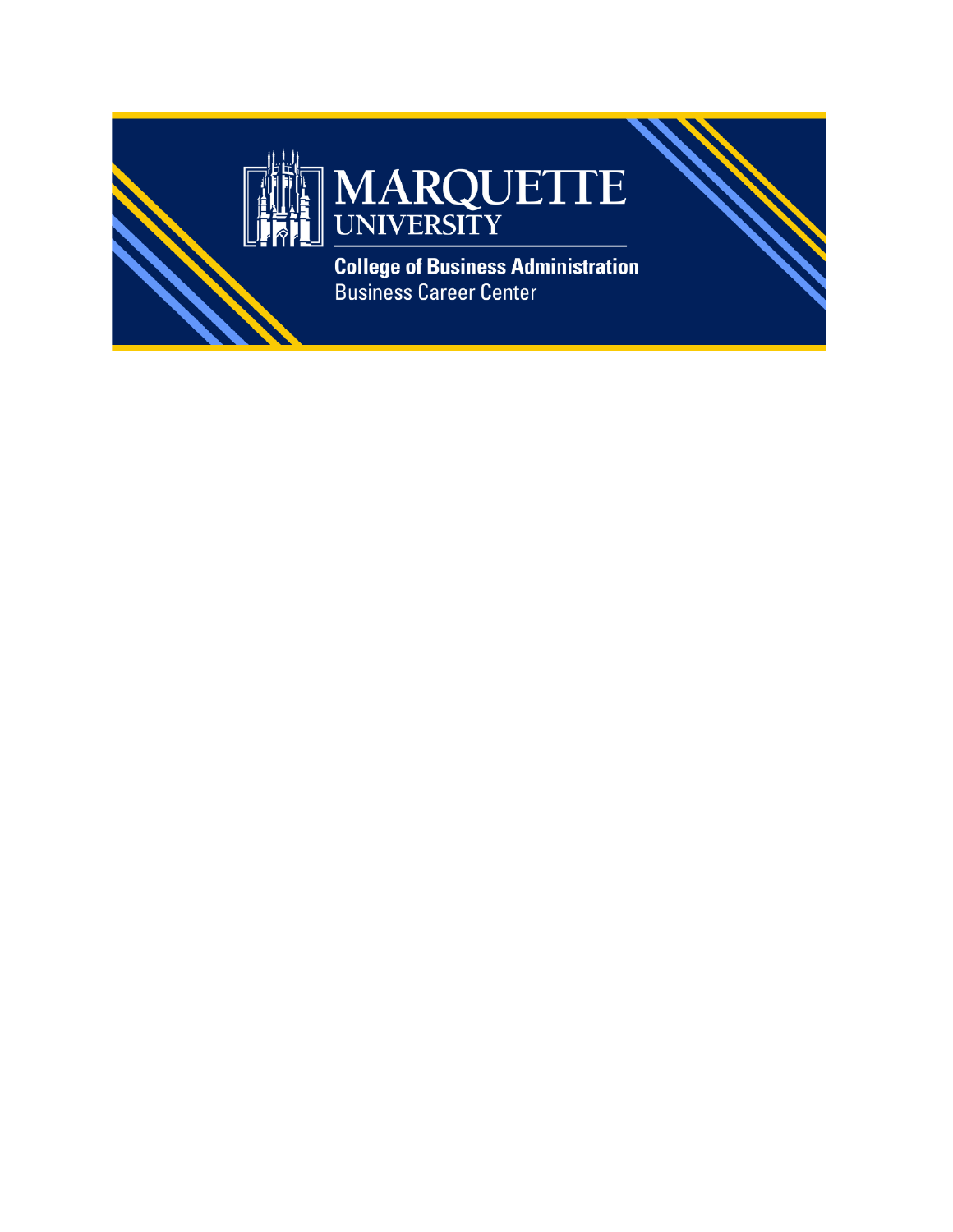MARQUETTE UNIVERSITY

College of Business Administration

Business Career Center